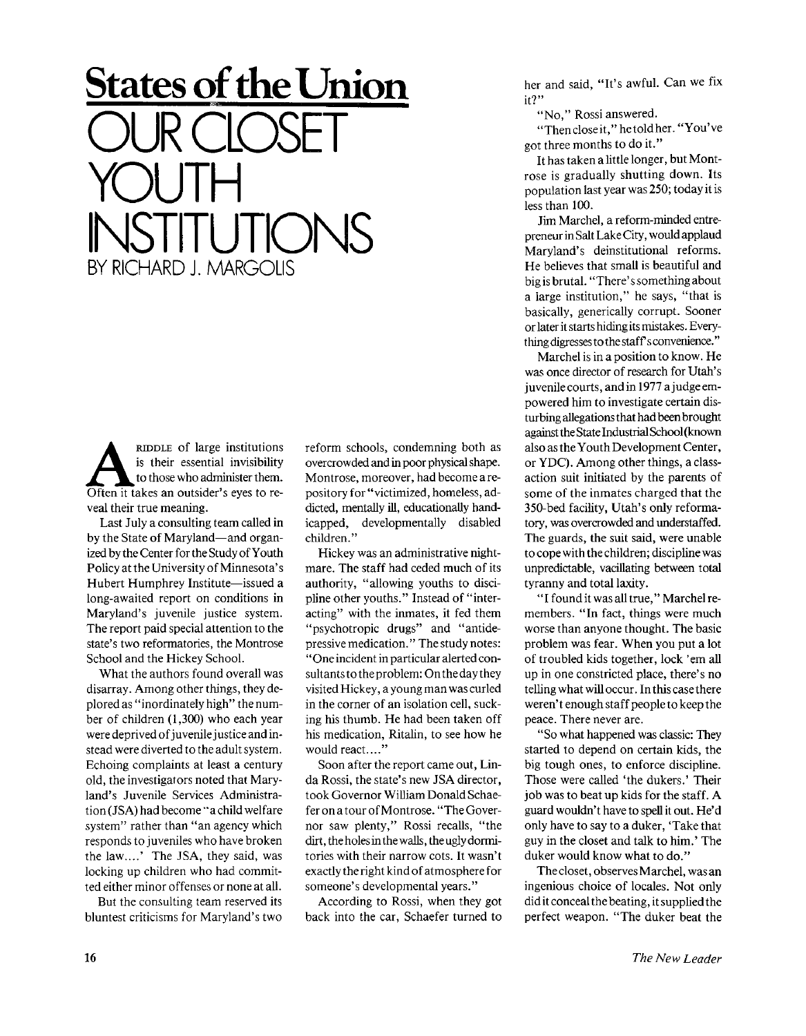# States of the Union

# OUR CLOSET YOUTH INSTITUTIONS

BY RICHARD J. MARGOLIS

A RIDDLE of large institutions is their essential invisibility to those who administer them. Often it takes an outsider's eyes to reveal their true meaning.

Last July a consulting team called in by the State of Maryland—and organized by the Center for the Study of Youth Policy at the University of Minnesota's Hubert Humphrey Institute—issued a long-awaited report on conditions in Maryland's juvenile justice system. The report paid special attention to the state's two reformatories, the Montrose School and the Hickey School.

What the authors found overall was disarray. Among other things, they deplored as "inordinately high" the number of children (1,300) who each year were deprived of juvenile justice and instead were diverted to the adult system. Echoing complaints at least a century old, the investigators noted that Maryland's Juvenile Services Administration (JSA) had become "a child welfare system" rather than "an agency which responds to juveniles who have broken the law....' The JSA, they said, was locking up children who had committed either minor offenses or none at all.

But the consulting team reserved its bluntest criticisms for Maryland's two reform schools, condemning both as overcrowded and in poor physical shape. Montrose, moreover, had become a repository for "victimized, homeless, addicted, mentally ill, educationally handicapped, developmentally disabled children."

Hickey was an administrative nightmare. The staff had ceded much of its authority, "allowing youths to discipline other youths." Instead of "interacting" with the inmates, it fed them "psychotropic drugs" and "antidepressive medication." The study notes: "One incident in particular alerted consultants to the problem: On the day they visited Hickey, a young man was curled in the corner of an isolation cell, sucking his thumb. He had been taken off his medication, Ritalin, to see how he would react...."

Soon after the report came out, Linda Rossi, the state's new JSA director, took Governor William Donald Schaefer on a tour of Montrose. "The Governor saw plenty," Rossi recalls, "the dirt, the holes in the walls, the ugly dormitories with their narrow cots. It wasn't exactly the right kind of atmosphere for someone's developmental years."

According to Rossi, when they got back into the car, Schaefer turned to her and said, "It's awful. Can we fix it?"

"No," Rossi answered.

"Then close it," he told her. "You've got three months to do it."

It has taken a little longer, but Montrose is gradually shutting down. Its population last year was 250; today it is less than 100.

Jim Marchel, a reform-minded entrepreneur in Salt Lake City, would applaud Maryland's deinstitutional reforms. He believes that small is beautiful and big is brutal. "There's something about a large institution," he says, "that is basically, generically corrupt. Sooner or later it starts hiding its mistakes. Everything digresses to the staff's convenience."

Marchel is in a position to know. He was once director of research for Utah's juvenile courts, and in 1977 a judge empowered him to investigate certain disturbing allegations that had been brought against the State Industrial School (known also as the Youth Development Center, or YDC). Among other things, a class-action suit initiated by the parents of some of the inmates charged that the 350-bed facility, Utah's only reformatory, was overcrowded and understaffed. The guards, the suit said, were unable to cope with the children; discipline was unpredictable, vacillating between total tyranny and total laxity.

"I found it was all true," Marchel remembers. "In fact, things were much worse than anyone thought. The basic problem was fear. When you put a lot of troubled kids together, lock 'em all up in one constricted place, there's no telling what will occur. In this case there weren't enough staff people to keep the peace. There never are.

"So what happened was classic: They started to depend on certain kids, the big tough ones, to enforce discipline. Those were called 'the dukers.' Their job was to beat up kids for the staff. A guard wouldn't have to spell it out. He'd only have to say to a duker, 'Take that guy in the closet and talk to him.' The duker would know what to do."

The closet, observes Marchel, was an ingenious choice of locales. Not only did it conceal the beating, it supplied the perfect weapon. "The duker beat the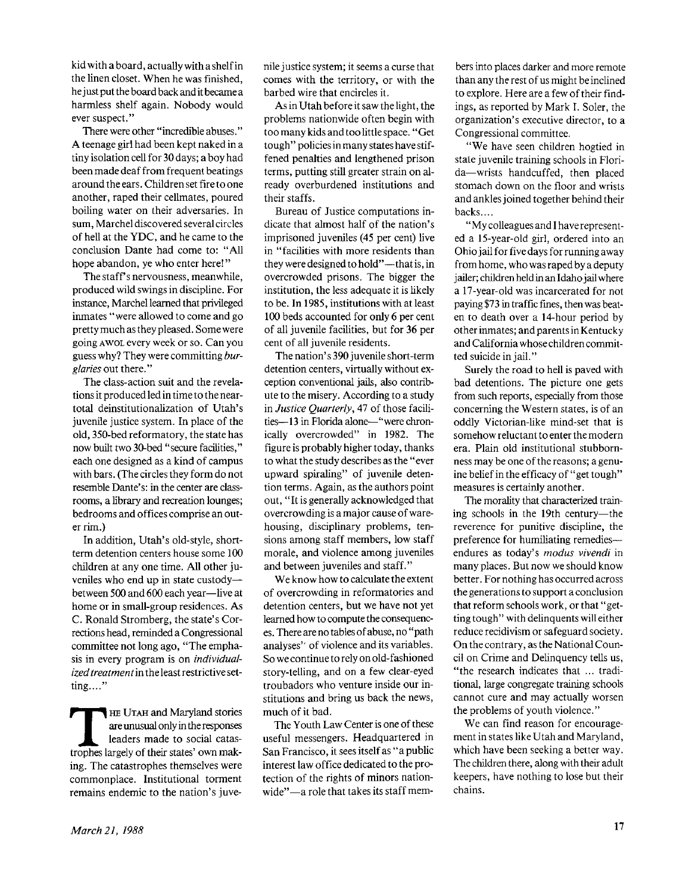kid with a board, actually with a shelf in the linen closet. When he was finished, he just put the board back and it became a harmless shelf again. Nobody would ever suspect."

There were other "incredible abuses." A teenage girl had been kept naked in a tiny isolation cell for 30 days; a boy had been made deaf from frequent beatings around the ears. Children set fire to one another, raped their cellmates, poured boiling water on their adversaries. In sum, Marchel discovered several circles of hell at the YDC, and he came to the conclusion Dante had come to: "All hope abandon, ye who enter here!"

The staff's nervousness, meanwhile, produced wild swings in discipline. For instance, Marchel learned that privileged inmates "were allowed to come and go pretty much as they pleased. Some were going AWOL every week or so. Can you guess why? They were committing *burglaries* out there."

The class-action suit and the revelations it produced led in time to the near-total deinstitutionalization of Utah's juvenile justice system. In place of the old, 350-bed reformatory, the state has now built two 30-bed "secure facilities," each one designed as a kind of campus with bars. (The circles they form do not resemble Dante's: in the center are classrooms, a library and recreation lounges; bedrooms and offices comprise an outer rim.)

In addition, Utah's old-style, short-term detention centers house some 100 children at any one time. All other juveniles who end up in state custody—between 500 and 600 each year—live at home or in small-group residences. As C. Ronald Stromberg, the state's Corrections head, reminded a Congressional committee not long ago, "The emphasis in every program is on *individualized treatment* in the least restrictive setting...."

THE UTAH and Maryland stories are unusual only in the responses leaders made to social catastrophes largely of their states' own making. The catastrophes themselves were commonplace. Institutional torment remains endemic to the nation's juvenile justice system; it seems a curse that comes with the territory, or with the barbed wire that encircles it.

As in Utah before it saw the light, the problems nationwide often begin with too many kids and too little space. "Get tough" policies in many states have stiffened penalties and lengthened prison terms, putting still greater strain on already overburdened institutions and their staffs.

Bureau of Justice computations indicate that almost half of the nation's imprisoned juveniles (45 per cent) live in "facilities with more residents than they were designed to hold"—that is, in overcrowded prisons. The bigger the institution, the less adequate it is likely to be. In 1985, institutions with at least 100 beds accounted for only 6 per cent of all juvenile facilities, but for 36 per cent of all juvenile residents.

The nation's 390 juvenile short-term detention centers, virtually without exception conventional jails, also contribute to the misery. According to a study in *Justice Quarterly*, 47 of those facilities—13 in Florida alone—"were chronically overcrowded" in 1982. The figure is probably higher today, thanks to what the study describes as the "ever upward spiraling" of juvenile detention terms. Again, as the authors point out, "It is generally acknowledged that overcrowding is a major cause of warehousing, disciplinary problems, tensions among staff members, low staff morale, and violence among juveniles and between juveniles and staff."

We know how to calculate the extent of overcrowding in reformatories and detention centers, but we have not yet learned how to compute the consequences. There are no tables of abuse, no "path analyses" of violence and its variables. So we continue to rely on old-fashioned story-telling, and on a few clear-eyed troubadors who venture inside our institutions and bring us back the news, much of it bad.

The Youth Law Center is one of these useful messengers. Headquartered in San Francisco, it sees itself as "a public interest law office dedicated to the protection of the rights of minors nationwide"—a role that takes its staff members into places darker and more remote than any the rest of us might be inclined to explore. Here are a few of their findings, as reported by Mark I. Soler, the organization's executive director, to a Congressional committee.

"We have seen children hogtied in state juvenile training schools in Florida—wrists handcuffed, then placed stomach down on the floor and wrists and ankles joined together behind their backs....

"My colleagues and I have represented a 15-year-old girl, ordered into an Ohio jail for five days for running away from home, who was raped by a deputy jailer; children held in an Idaho jail where a 17-year-old was incarcerated for not paying $73 in traffic fines, then was beaten to death over a 14-hour period by other inmates; and parents in Kentucky and California whose children committed suicide in jail."

Surely the road to hell is paved with bad detentions. The picture one gets from such reports, especially from those concerning the Western states, is of an oddly Victorian-like mind-set that is somehow reluctant to enter the modern era. Plain old institutional stubbornness may be one of the reasons; a genuine belief in the efficacy of "get tough" measures is certainly another.

The morality that characterized training schools in the 19th century—the reverence for punitive discipline, the preference for humiliating remedies—endures as today's *modus vivendi* in many places. But now we should know better. For nothing has occurred across the generations to support a conclusion that reform schools work, or that "getting tough" with delinquents will either reduce recidivism or safeguard society. On the contrary, as the National Council on Crime and Delinquency tells us, "the research indicates that ... traditional, large congregate training schools cannot cure and may actually worsen the problems of youth violence."

We can find reason for encouragement in states like Utah and Maryland, which have been seeking a better way. The children there, along with their adult keepers, have nothing to lose but their chains.